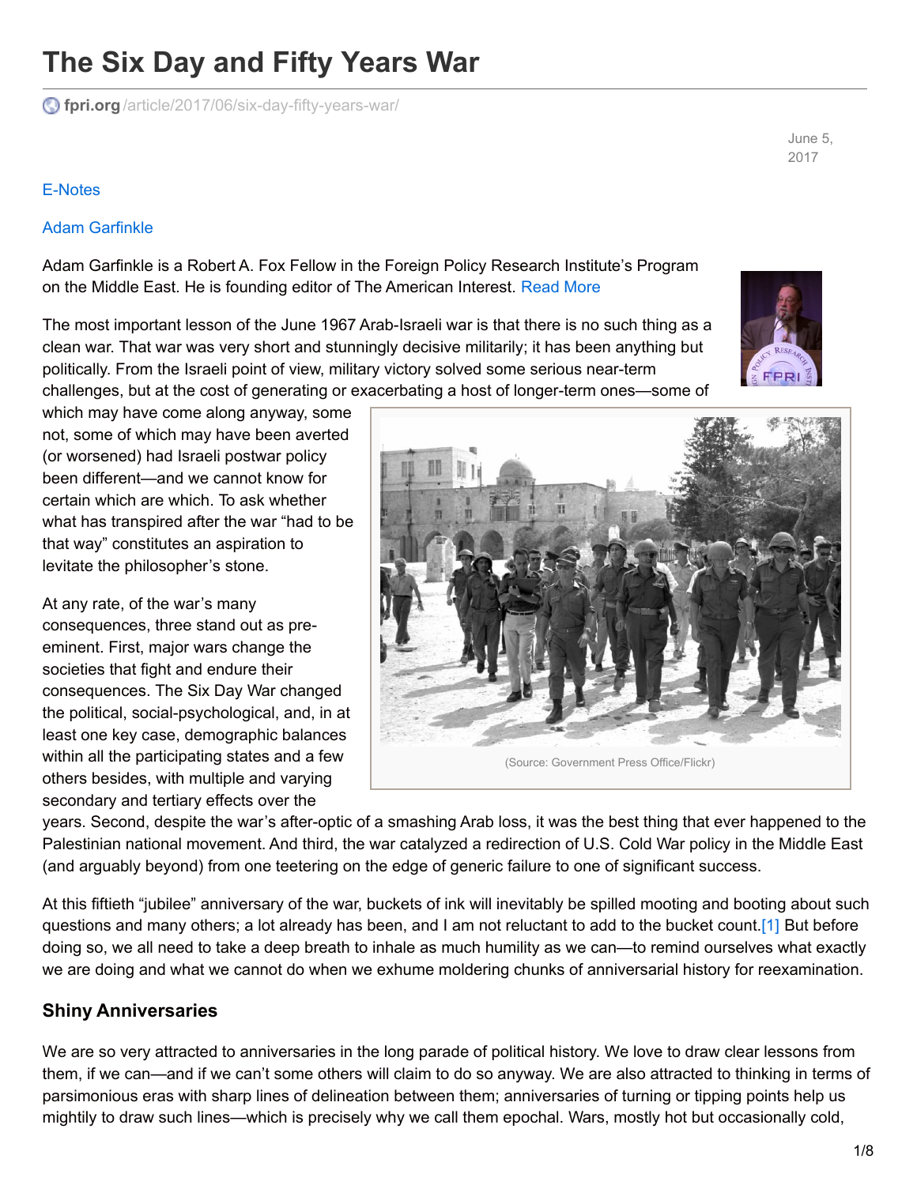# The Six Day and Fifty Years War

fpri.org/article/2017/06/six-day-fifty-years-war/

June 5, 2017

E-Notes

Adam Garfinkle

Adam Garfinkle is a Robert A. Fox Fellow in the Foreign Policy Research Institute's Program on the Middle East. He is founding editor of The American Interest. Read More

The most important lesson of the June 1967 Arab-Israeli war is that there is no such thing as a clean war. That war was very short and stunningly decisive militarily; it has been anything but politically. From the Israeli point of view, military victory solved some serious near-term challenges, but at the cost of generating or exacerbating a host of longer-term ones—some of which may have come along anyway, some not, some of which may have been averted (or worsened) had Israeli postwar policy been different—and we cannot know for certain which are which. To ask whether what has transpired after the war "had to be that way" constitutes an aspiration to levitate the philosopher's stone.

(Source: Government Press Office/Flickr)

At any rate, of the war's many consequences, three stand out as pre-eminent. First, major wars change the societies that fight and endure their consequences. The Six Day War changed the political, social-psychological, and, in at least one key case, demographic balances within all the participating states and a few others besides, with multiple and varying secondary and tertiary effects over the years. Second, despite the war's after-optic of a smashing Arab loss, it was the best thing that ever happened to the Palestinian national movement. And third, the war catalyzed a redirection of U.S. Cold War policy in the Middle East (and arguably beyond) from one teetering on the edge of generic failure to one of significant success.

At this fiftieth "jubilee" anniversary of the war, buckets of ink will inevitably be spilled mooting and booting about such questions and many others; a lot already has been, and I am not reluctant to add to the bucket count.[1] But before doing so, we all need to take a deep breath to inhale as much humility as we can—to remind ourselves what exactly we are doing and what we cannot do when we exhume moldering chunks of anniversarial history for reexamination.

## Shiny Anniversaries

We are so very attracted to anniversaries in the long parade of political history. We love to draw clear lessons from them, if we can—and if we can't some others will claim to do so anyway. We are also attracted to thinking in terms of parsimonious eras with sharp lines of delineation between them; anniversaries of turning or tipping points help us mightily to draw such lines—which is precisely why we call them epochal. Wars, mostly hot but occasionally cold,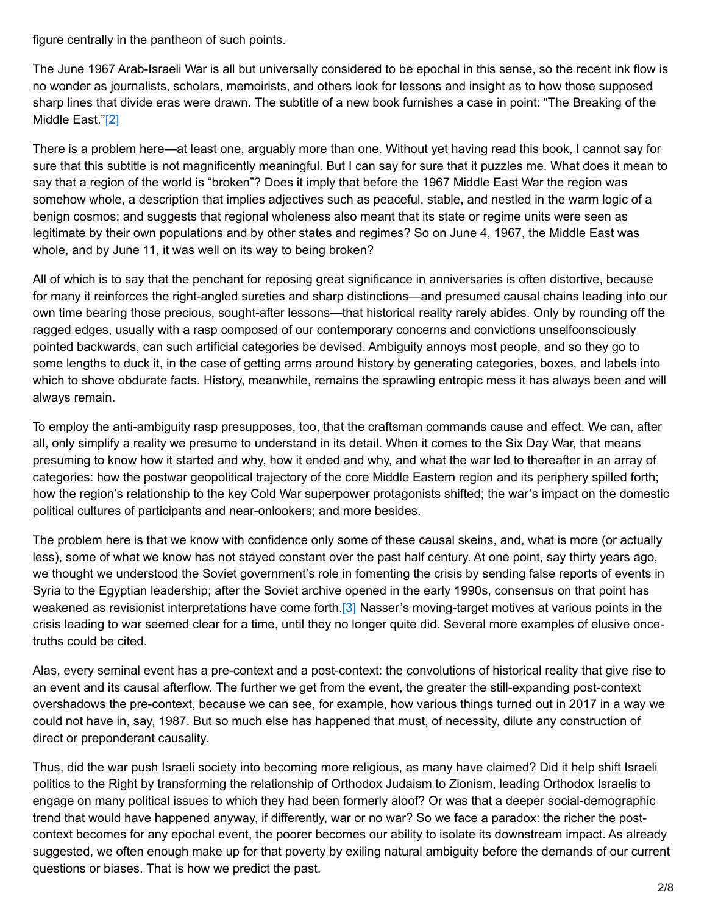figure centrally in the pantheon of such points.

The June 1967 Arab-Israeli War is all but universally considered to be epochal in this sense, so the recent ink flow is no wonder as journalists, scholars, memoirists, and others look for lessons and insight as to how those supposed sharp lines that divide eras were drawn. The subtitle of a new book furnishes a case in point: "The Breaking of the Middle East."[2]

There is a problem here—at least one, arguably more than one. Without yet having read this book, I cannot say for sure that this subtitle is not magnificently meaningful. But I can say for sure that it puzzles me. What does it mean to say that a region of the world is "broken"? Does it imply that before the 1967 Middle East War the region was somehow whole, a description that implies adjectives such as peaceful, stable, and nestled in the warm logic of a benign cosmos; and suggests that regional wholeness also meant that its state or regime units were seen as legitimate by their own populations and by other states and regimes? So on June 4, 1967, the Middle East was whole, and by June 11, it was well on its way to being broken?

All of which is to say that the penchant for reposing great significance in anniversaries is often distortive, because for many it reinforces the right-angled sureties and sharp distinctions—and presumed causal chains leading into our own time bearing those precious, sought-after lessons—that historical reality rarely abides. Only by rounding off the ragged edges, usually with a rasp composed of our contemporary concerns and convictions unselfconsciously pointed backwards, can such artificial categories be devised. Ambiguity annoys most people, and so they go to some lengths to duck it, in the case of getting arms around history by generating categories, boxes, and labels into which to shove obdurate facts. History, meanwhile, remains the sprawling entropic mess it has always been and will always remain.

To employ the anti-ambiguity rasp presupposes, too, that the craftsman commands cause and effect. We can, after all, only simplify a reality we presume to understand in its detail. When it comes to the Six Day War, that means presuming to know how it started and why, how it ended and why, and what the war led to thereafter in an array of categories: how the postwar geopolitical trajectory of the core Middle Eastern region and its periphery spilled forth; how the region's relationship to the key Cold War superpower protagonists shifted; the war's impact on the domestic political cultures of participants and near-onlookers; and more besides.

The problem here is that we know with confidence only some of these causal skeins, and, what is more (or actually less), some of what we know has not stayed constant over the past half century. At one point, say thirty years ago, we thought we understood the Soviet government's role in fomenting the crisis by sending false reports of events in Syria to the Egyptian leadership; after the Soviet archive opened in the early 1990s, consensus on that point has weakened as revisionist interpretations have come forth.[3] Nasser's moving-target motives at various points in the crisis leading to war seemed clear for a time, until they no longer quite did. Several more examples of elusive once-truths could be cited.

Alas, every seminal event has a pre-context and a post-context: the convolutions of historical reality that give rise to an event and its causal afterflow. The further we get from the event, the greater the still-expanding post-context overshadows the pre-context, because we can see, for example, how various things turned out in 2017 in a way we could not have in, say, 1987. But so much else has happened that must, of necessity, dilute any construction of direct or preponderant causality.

Thus, did the war push Israeli society into becoming more religious, as many have claimed? Did it help shift Israeli politics to the Right by transforming the relationship of Orthodox Judaism to Zionism, leading Orthodox Israelis to engage on many political issues to which they had been formerly aloof? Or was that a deeper social-demographic trend that would have happened anyway, if differently, war or no war? So we face a paradox: the richer the post-context becomes for any epochal event, the poorer becomes our ability to isolate its downstream impact. As already suggested, we often enough make up for that poverty by exiling natural ambiguity before the demands of our current questions or biases. That is how we predict the past.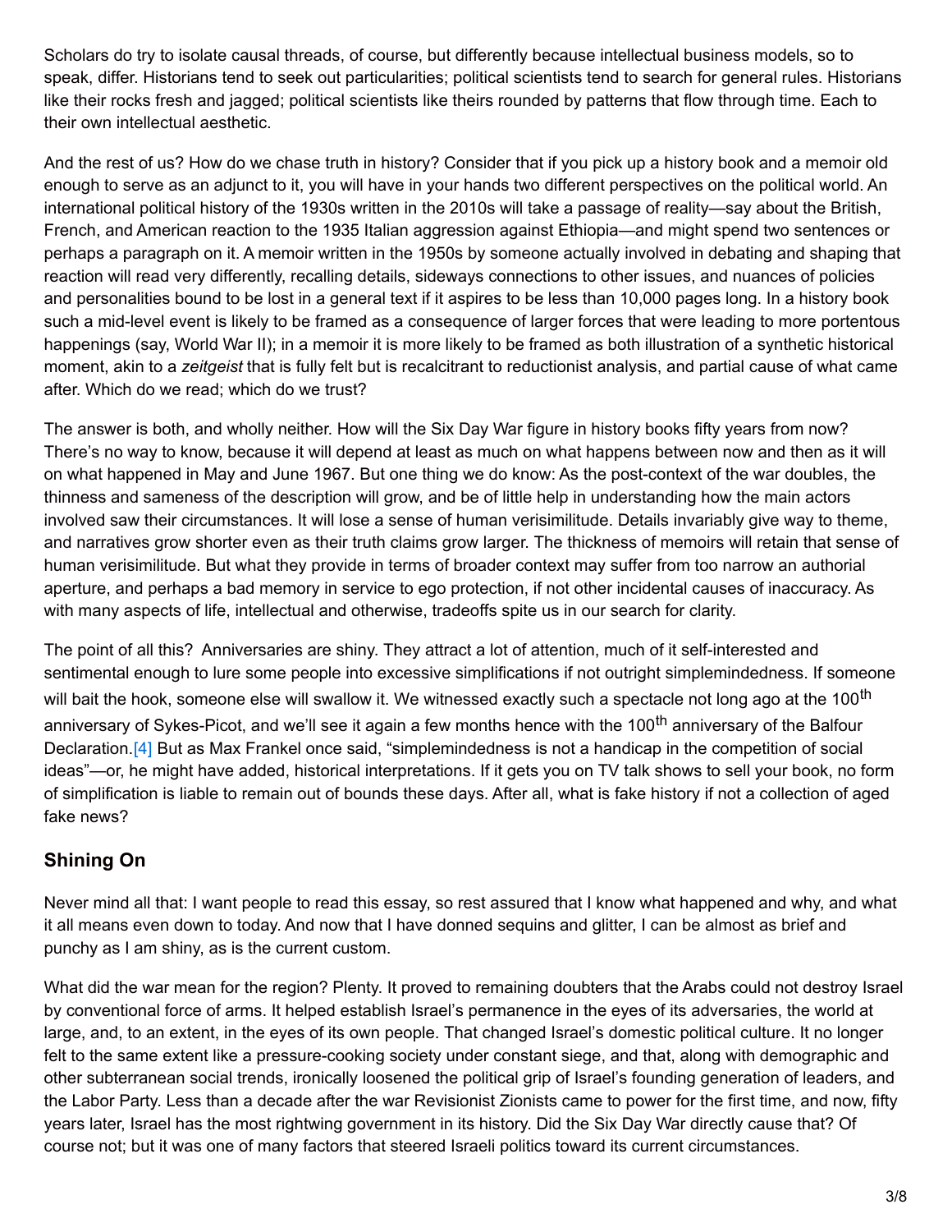Scholars do try to isolate causal threads, of course, but differently because intellectual business models, so to speak, differ. Historians tend to seek out particularities; political scientists tend to search for general rules. Historians like their rocks fresh and jagged; political scientists like theirs rounded by patterns that flow through time. Each to their own intellectual aesthetic.

And the rest of us? How do we chase truth in history? Consider that if you pick up a history book and a memoir old enough to serve as an adjunct to it, you will have in your hands two different perspectives on the political world. An international political history of the 1930s written in the 2010s will take a passage of reality—say about the British, French, and American reaction to the 1935 Italian aggression against Ethiopia—and might spend two sentences or perhaps a paragraph on it. A memoir written in the 1950s by someone actually involved in debating and shaping that reaction will read very differently, recalling details, sideways connections to other issues, and nuances of policies and personalities bound to be lost in a general text if it aspires to be less than 10,000 pages long. In a history book such a mid-level event is likely to be framed as a consequence of larger forces that were leading to more portentous happenings (say, World War II); in a memoir it is more likely to be framed as both illustration of a synthetic historical moment, akin to a *zeitgeist* that is fully felt but is recalcitrant to reductionist analysis, and partial cause of what came after. Which do we read; which do we trust?

The answer is both, and wholly neither. How will the Six Day War figure in history books fifty years from now? There's no way to know, because it will depend at least as much on what happens between now and then as it will on what happened in May and June 1967. But one thing we do know: As the post-context of the war doubles, the thinness and sameness of the description will grow, and be of little help in understanding how the main actors involved saw their circumstances. It will lose a sense of human verisimilitude. Details invariably give way to theme, and narratives grow shorter even as their truth claims grow larger. The thickness of memoirs will retain that sense of human verisimilitude. But what they provide in terms of broader context may suffer from too narrow an authorial aperture, and perhaps a bad memory in service to ego protection, if not other incidental causes of inaccuracy. As with many aspects of life, intellectual and otherwise, tradeoffs spite us in our search for clarity.

The point of all this? Anniversaries are shiny. They attract a lot of attention, much of it self-interested and sentimental enough to lure some people into excessive simplifications if not outright simplemindedness. If someone will bait the hook, someone else will swallow it. We witnessed exactly such a spectacle not long ago at the 100th anniversary of Sykes-Picot, and we'll see it again a few months hence with the 100th anniversary of the Balfour Declaration.[4] But as Max Frankel once said, "simplemindedness is not a handicap in the competition of social ideas"—or, he might have added, historical interpretations. If it gets you on TV talk shows to sell your book, no form of simplification is liable to remain out of bounds these days. After all, what is fake history if not a collection of aged fake news?

## Shining On

Never mind all that: I want people to read this essay, so rest assured that I know what happened and why, and what it all means even down to today. And now that I have donned sequins and glitter, I can be almost as brief and punchy as I am shiny, as is the current custom.

What did the war mean for the region? Plenty. It proved to remaining doubters that the Arabs could not destroy Israel by conventional force of arms. It helped establish Israel's permanence in the eyes of its adversaries, the world at large, and, to an extent, in the eyes of its own people. That changed Israel's domestic political culture. It no longer felt to the same extent like a pressure-cooking society under constant siege, and that, along with demographic and other subterranean social trends, ironically loosened the political grip of Israel's founding generation of leaders, and the Labor Party. Less than a decade after the war Revisionist Zionists came to power for the first time, and now, fifty years later, Israel has the most rightwing government in its history. Did the Six Day War directly cause that? Of course not; but it was one of many factors that steered Israeli politics toward its current circumstances.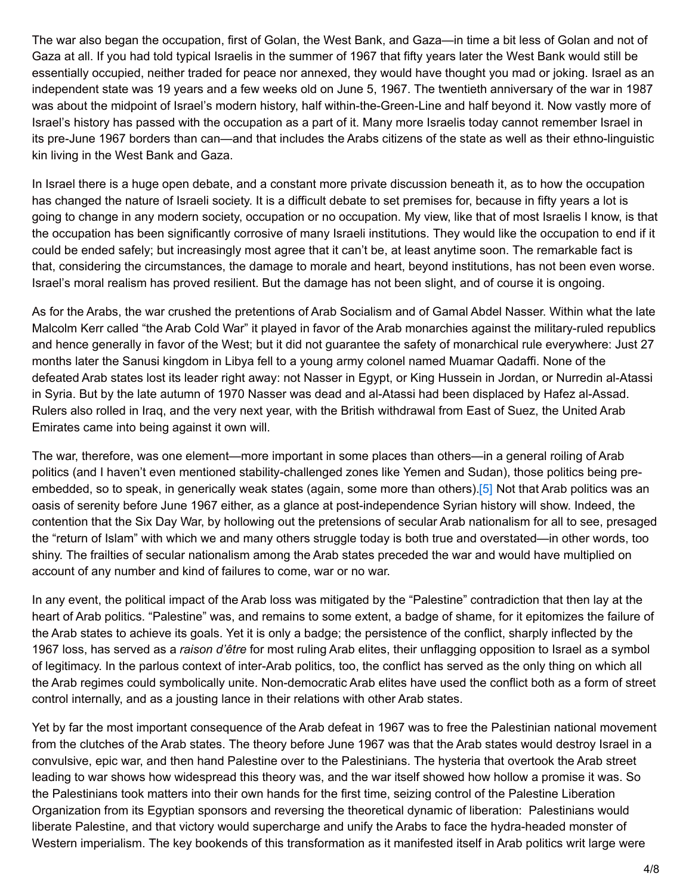The war also began the occupation, first of Golan, the West Bank, and Gaza—in time a bit less of Golan and not of Gaza at all. If you had told typical Israelis in the summer of 1967 that fifty years later the West Bank would still be essentially occupied, neither traded for peace nor annexed, they would have thought you mad or joking. Israel as an independent state was 19 years and a few weeks old on June 5, 1967. The twentieth anniversary of the war in 1987 was about the midpoint of Israel's modern history, half within-the-Green-Line and half beyond it. Now vastly more of Israel's history has passed with the occupation as a part of it. Many more Israelis today cannot remember Israel in its pre-June 1967 borders than can—and that includes the Arabs citizens of the state as well as their ethno-linguistic kin living in the West Bank and Gaza.

In Israel there is a huge open debate, and a constant more private discussion beneath it, as to how the occupation has changed the nature of Israeli society. It is a difficult debate to set premises for, because in fifty years a lot is going to change in any modern society, occupation or no occupation. My view, like that of most Israelis I know, is that the occupation has been significantly corrosive of many Israeli institutions. They would like the occupation to end if it could be ended safely; but increasingly most agree that it can't be, at least anytime soon. The remarkable fact is that, considering the circumstances, the damage to morale and heart, beyond institutions, has not been even worse. Israel's moral realism has proved resilient. But the damage has not been slight, and of course it is ongoing.

As for the Arabs, the war crushed the pretentions of Arab Socialism and of Gamal Abdel Nasser. Within what the late Malcolm Kerr called "the Arab Cold War" it played in favor of the Arab monarchies against the military-ruled republics and hence generally in favor of the West; but it did not guarantee the safety of monarchical rule everywhere: Just 27 months later the Sanusi kingdom in Libya fell to a young army colonel named Muamar Qadaffi. None of the defeated Arab states lost its leader right away: not Nasser in Egypt, or King Hussein in Jordan, or Nurredin al-Atassi in Syria. But by the late autumn of 1970 Nasser was dead and al-Atassi had been displaced by Hafez al-Assad. Rulers also rolled in Iraq, and the very next year, with the British withdrawal from East of Suez, the United Arab Emirates came into being against it own will.

The war, therefore, was one element—more important in some places than others—in a general roiling of Arab politics (and I haven't even mentioned stability-challenged zones like Yemen and Sudan), those politics being pre-embedded, so to speak, in generically weak states (again, some more than others).[5] Not that Arab politics was an oasis of serenity before June 1967 either, as a glance at post-independence Syrian history will show. Indeed, the contention that the Six Day War, by hollowing out the pretensions of secular Arab nationalism for all to see, presaged the "return of Islam" with which we and many others struggle today is both true and overstated—in other words, too shiny. The frailties of secular nationalism among the Arab states preceded the war and would have multiplied on account of any number and kind of failures to come, war or no war.

In any event, the political impact of the Arab loss was mitigated by the "Palestine" contradiction that then lay at the heart of Arab politics. "Palestine" was, and remains to some extent, a badge of shame, for it epitomizes the failure of the Arab states to achieve its goals. Yet it is only a badge; the persistence of the conflict, sharply inflected by the 1967 loss, has served as a *raison d'être* for most ruling Arab elites, their unflagging opposition to Israel as a symbol of legitimacy. In the parlous context of inter-Arab politics, too, the conflict has served as the only thing on which all the Arab regimes could symbolically unite. Non-democratic Arab elites have used the conflict both as a form of street control internally, and as a jousting lance in their relations with other Arab states.

Yet by far the most important consequence of the Arab defeat in 1967 was to free the Palestinian national movement from the clutches of the Arab states. The theory before June 1967 was that the Arab states would destroy Israel in a convulsive, epic war, and then hand Palestine over to the Palestinians. The hysteria that overtook the Arab street leading to war shows how widespread this theory was, and the war itself showed how hollow a promise it was. So the Palestinians took matters into their own hands for the first time, seizing control of the Palestine Liberation Organization from its Egyptian sponsors and reversing the theoretical dynamic of liberation: Palestinians would liberate Palestine, and that victory would supercharge and unify the Arabs to face the hydra-headed monster of Western imperialism. The key bookends of this transformation as it manifested itself in Arab politics writ large were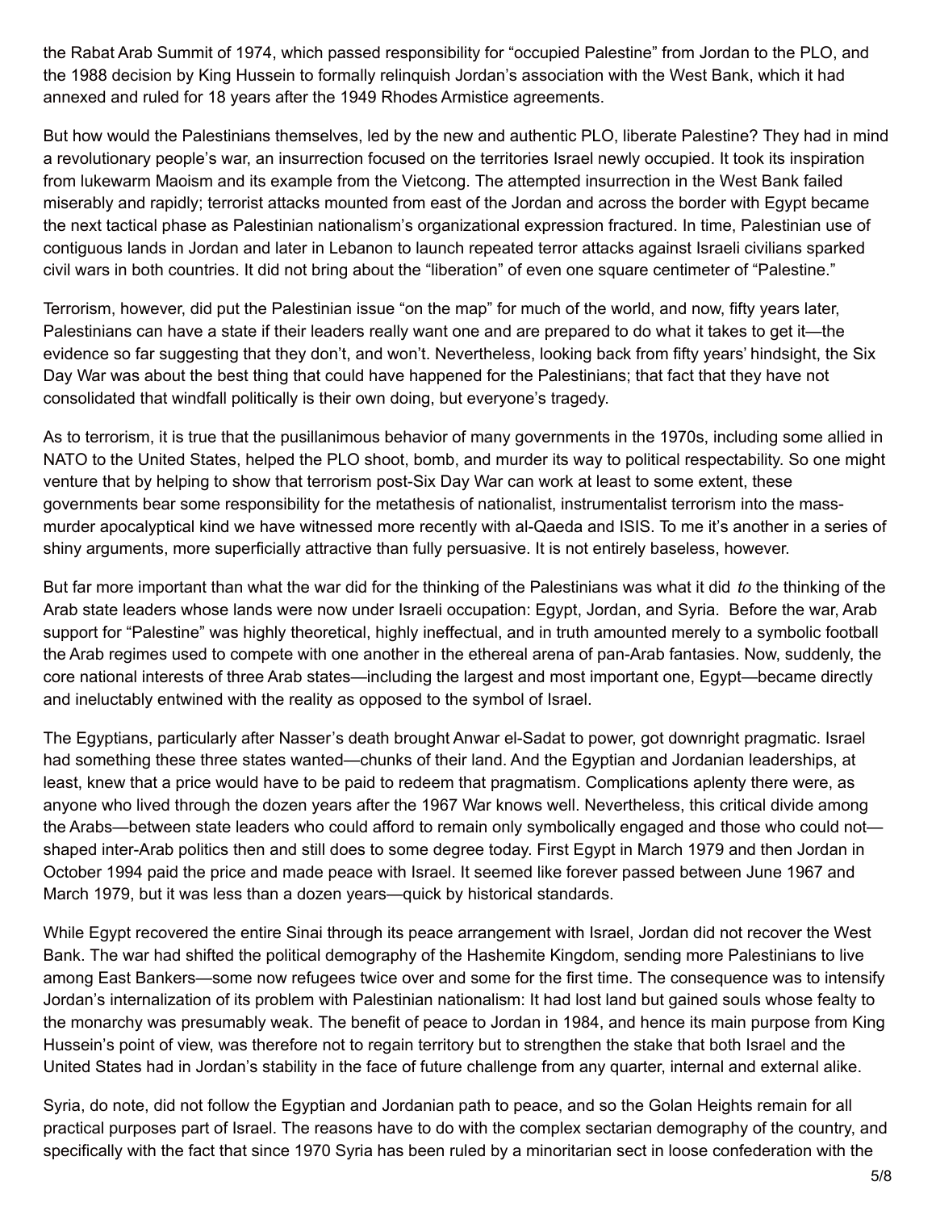the Rabat Arab Summit of 1974, which passed responsibility for "occupied Palestine" from Jordan to the PLO, and the 1988 decision by King Hussein to formally relinquish Jordan's association with the West Bank, which it had annexed and ruled for 18 years after the 1949 Rhodes Armistice agreements.

But how would the Palestinians themselves, led by the new and authentic PLO, liberate Palestine? They had in mind a revolutionary people's war, an insurrection focused on the territories Israel newly occupied. It took its inspiration from lukewarm Maoism and its example from the Vietcong. The attempted insurrection in the West Bank failed miserably and rapidly; terrorist attacks mounted from east of the Jordan and across the border with Egypt became the next tactical phase as Palestinian nationalism's organizational expression fractured. In time, Palestinian use of contiguous lands in Jordan and later in Lebanon to launch repeated terror attacks against Israeli civilians sparked civil wars in both countries. It did not bring about the "liberation" of even one square centimeter of "Palestine."

Terrorism, however, did put the Palestinian issue "on the map" for much of the world, and now, fifty years later, Palestinians can have a state if their leaders really want one and are prepared to do what it takes to get it—the evidence so far suggesting that they don't, and won't. Nevertheless, looking back from fifty years' hindsight, the Six Day War was about the best thing that could have happened for the Palestinians; that fact that they have not consolidated that windfall politically is their own doing, but everyone's tragedy.

As to terrorism, it is true that the pusillanimous behavior of many governments in the 1970s, including some allied in NATO to the United States, helped the PLO shoot, bomb, and murder its way to political respectability. So one might venture that by helping to show that terrorism post-Six Day War can work at least to some extent, these governments bear some responsibility for the metathesis of nationalist, instrumentalist terrorism into the mass-murder apocalyptical kind we have witnessed more recently with al-Qaeda and ISIS. To me it's another in a series of shiny arguments, more superficially attractive than fully persuasive. It is not entirely baseless, however.

But far more important than what the war did for the thinking of the Palestinians was what it did *to* the thinking of the Arab state leaders whose lands were now under Israeli occupation: Egypt, Jordan, and Syria. Before the war, Arab support for "Palestine" was highly theoretical, highly ineffectual, and in truth amounted merely to a symbolic football the Arab regimes used to compete with one another in the ethereal arena of pan-Arab fantasies. Now, suddenly, the core national interests of three Arab states—including the largest and most important one, Egypt—became directly and ineluctably entwined with the reality as opposed to the symbol of Israel.

The Egyptians, particularly after Nasser's death brought Anwar el-Sadat to power, got downright pragmatic. Israel had something these three states wanted—chunks of their land. And the Egyptian and Jordanian leaderships, at least, knew that a price would have to be paid to redeem that pragmatism. Complications aplenty there were, as anyone who lived through the dozen years after the 1967 War knows well. Nevertheless, this critical divide among the Arabs—between state leaders who could afford to remain only symbolically engaged and those who could not—shaped inter-Arab politics then and still does to some degree today. First Egypt in March 1979 and then Jordan in October 1994 paid the price and made peace with Israel. It seemed like forever passed between June 1967 and March 1979, but it was less than a dozen years—quick by historical standards.

While Egypt recovered the entire Sinai through its peace arrangement with Israel, Jordan did not recover the West Bank. The war had shifted the political demography of the Hashemite Kingdom, sending more Palestinians to live among East Bankers—some now refugees twice over and some for the first time. The consequence was to intensify Jordan's internalization of its problem with Palestinian nationalism: It had lost land but gained souls whose fealty to the monarchy was presumably weak. The benefit of peace to Jordan in 1984, and hence its main purpose from King Hussein's point of view, was therefore not to regain territory but to strengthen the stake that both Israel and the United States had in Jordan's stability in the face of future challenge from any quarter, internal and external alike.

Syria, do note, did not follow the Egyptian and Jordanian path to peace, and so the Golan Heights remain for all practical purposes part of Israel. The reasons have to do with the complex sectarian demography of the country, and specifically with the fact that since 1970 Syria has been ruled by a minoritarian sect in loose confederation with the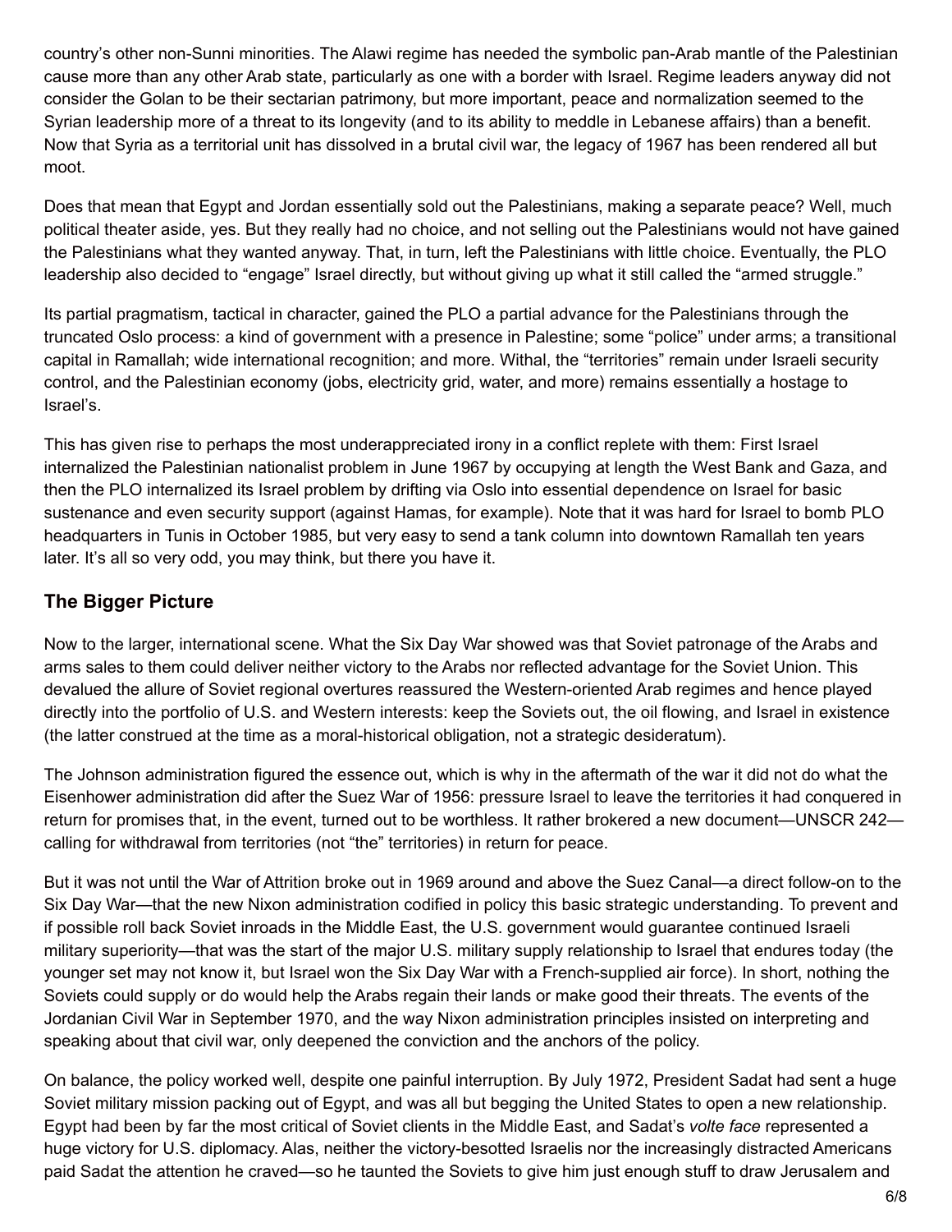country's other non-Sunni minorities. The Alawi regime has needed the symbolic pan-Arab mantle of the Palestinian cause more than any other Arab state, particularly as one with a border with Israel. Regime leaders anyway did not consider the Golan to be their sectarian patrimony, but more important, peace and normalization seemed to the Syrian leadership more of a threat to its longevity (and to its ability to meddle in Lebanese affairs) than a benefit. Now that Syria as a territorial unit has dissolved in a brutal civil war, the legacy of 1967 has been rendered all but moot.

Does that mean that Egypt and Jordan essentially sold out the Palestinians, making a separate peace? Well, much political theater aside, yes. But they really had no choice, and not selling out the Palestinians would not have gained the Palestinians what they wanted anyway. That, in turn, left the Palestinians with little choice. Eventually, the PLO leadership also decided to "engage" Israel directly, but without giving up what it still called the "armed struggle."

Its partial pragmatism, tactical in character, gained the PLO a partial advance for the Palestinians through the truncated Oslo process: a kind of government with a presence in Palestine; some "police" under arms; a transitional capital in Ramallah; wide international recognition; and more. Withal, the "territories" remain under Israeli security control, and the Palestinian economy (jobs, electricity grid, water, and more) remains essentially a hostage to Israel's.

This has given rise to perhaps the most underappreciated irony in a conflict replete with them: First Israel internalized the Palestinian nationalist problem in June 1967 by occupying at length the West Bank and Gaza, and then the PLO internalized its Israel problem by drifting via Oslo into essential dependence on Israel for basic sustenance and even security support (against Hamas, for example). Note that it was hard for Israel to bomb PLO headquarters in Tunis in October 1985, but very easy to send a tank column into downtown Ramallah ten years later. It's all so very odd, you may think, but there you have it.

### The Bigger Picture

Now to the larger, international scene. What the Six Day War showed was that Soviet patronage of the Arabs and arms sales to them could deliver neither victory to the Arabs nor reflected advantage for the Soviet Union. This devalued the allure of Soviet regional overtures reassured the Western-oriented Arab regimes and hence played directly into the portfolio of U.S. and Western interests: keep the Soviets out, the oil flowing, and Israel in existence (the latter construed at the time as a moral-historical obligation, not a strategic desideratum).

The Johnson administration figured the essence out, which is why in the aftermath of the war it did not do what the Eisenhower administration did after the Suez War of 1956: pressure Israel to leave the territories it had conquered in return for promises that, in the event, turned out to be worthless. It rather brokered a new document—UNSCR 242—calling for withdrawal from territories (not "the" territories) in return for peace.

But it was not until the War of Attrition broke out in 1969 around and above the Suez Canal—a direct follow-on to the Six Day War—that the new Nixon administration codified in policy this basic strategic understanding. To prevent and if possible roll back Soviet inroads in the Middle East, the U.S. government would guarantee continued Israeli military superiority—that was the start of the major U.S. military supply relationship to Israel that endures today (the younger set may not know it, but Israel won the Six Day War with a French-supplied air force). In short, nothing the Soviets could supply or do would help the Arabs regain their lands or make good their threats. The events of the Jordanian Civil War in September 1970, and the way Nixon administration principles insisted on interpreting and speaking about that civil war, only deepened the conviction and the anchors of the policy.

On balance, the policy worked well, despite one painful interruption. By July 1972, President Sadat had sent a huge Soviet military mission packing out of Egypt, and was all but begging the United States to open a new relationship. Egypt had been by far the most critical of Soviet clients in the Middle East, and Sadat's *volte face* represented a huge victory for U.S. diplomacy. Alas, neither the victory-besotted Israelis nor the increasingly distracted Americans paid Sadat the attention he craved—so he taunted the Soviets to give him just enough stuff to draw Jerusalem and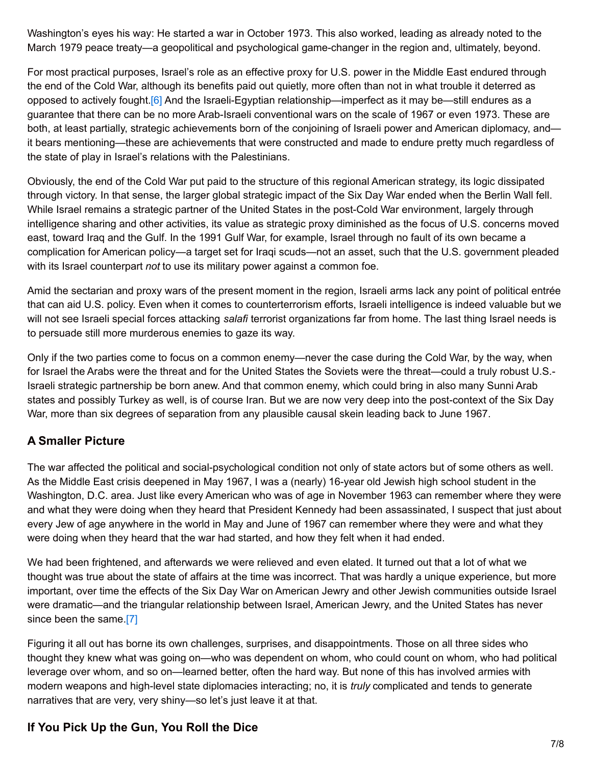Washington's eyes his way: He started a war in October 1973. This also worked, leading as already noted to the March 1979 peace treaty—a geopolitical and psychological game-changer in the region and, ultimately, beyond.

For most practical purposes, Israel's role as an effective proxy for U.S. power in the Middle East endured through the end of the Cold War, although its benefits paid out quietly, more often than not in what trouble it deterred as opposed to actively fought.[6] And the Israeli-Egyptian relationship—imperfect as it may be—still endures as a guarantee that there can be no more Arab-Israeli conventional wars on the scale of 1967 or even 1973. These are both, at least partially, strategic achievements born of the conjoining of Israeli power and American diplomacy, and—it bears mentioning—these are achievements that were constructed and made to endure pretty much regardless of the state of play in Israel's relations with the Palestinians.

Obviously, the end of the Cold War put paid to the structure of this regional American strategy, its logic dissipated through victory. In that sense, the larger global strategic impact of the Six Day War ended when the Berlin Wall fell. While Israel remains a strategic partner of the United States in the post-Cold War environment, largely through intelligence sharing and other activities, its value as strategic proxy diminished as the focus of U.S. concerns moved east, toward Iraq and the Gulf. In the 1991 Gulf War, for example, Israel through no fault of its own became a complication for American policy—a target set for Iraqi scuds—not an asset, such that the U.S. government pleaded with its Israel counterpart *not* to use its military power against a common foe.

Amid the sectarian and proxy wars of the present moment in the region, Israeli arms lack any point of political entrée that can aid U.S. policy. Even when it comes to counterterrorism efforts, Israeli intelligence is indeed valuable but we will not see Israeli special forces attacking *salafi* terrorist organizations far from home. The last thing Israel needs is to persuade still more murderous enemies to gaze its way.

Only if the two parties come to focus on a common enemy—never the case during the Cold War, by the way, when for Israel the Arabs were the threat and for the United States the Soviets were the threat—could a truly robust U.S.-Israeli strategic partnership be born anew. And that common enemy, which could bring in also many Sunni Arab states and possibly Turkey as well, is of course Iran. But we are now very deep into the post-context of the Six Day War, more than six degrees of separation from any plausible causal skein leading back to June 1967.

### A Smaller Picture

The war affected the political and social-psychological condition not only of state actors but of some others as well. As the Middle East crisis deepened in May 1967, I was a (nearly) 16-year old Jewish high school student in the Washington, D.C. area. Just like every American who was of age in November 1963 can remember where they were and what they were doing when they heard that President Kennedy had been assassinated, I suspect that just about every Jew of age anywhere in the world in May and June of 1967 can remember where they were and what they were doing when they heard that the war had started, and how they felt when it had ended.

We had been frightened, and afterwards we were relieved and even elated. It turned out that a lot of what we thought was true about the state of affairs at the time was incorrect. That was hardly a unique experience, but more important, over time the effects of the Six Day War on American Jewry and other Jewish communities outside Israel were dramatic—and the triangular relationship between Israel, American Jewry, and the United States has never since been the same.[7]

Figuring it all out has borne its own challenges, surprises, and disappointments. Those on all three sides who thought they knew what was going on—who was dependent on whom, who could count on whom, who had political leverage over whom, and so on—learned better, often the hard way. But none of this has involved armies with modern weapons and high-level state diplomacies interacting; no, it is *truly* complicated and tends to generate narratives that are very, very shiny—so let's just leave it at that.

### If You Pick Up the Gun, You Roll the Dice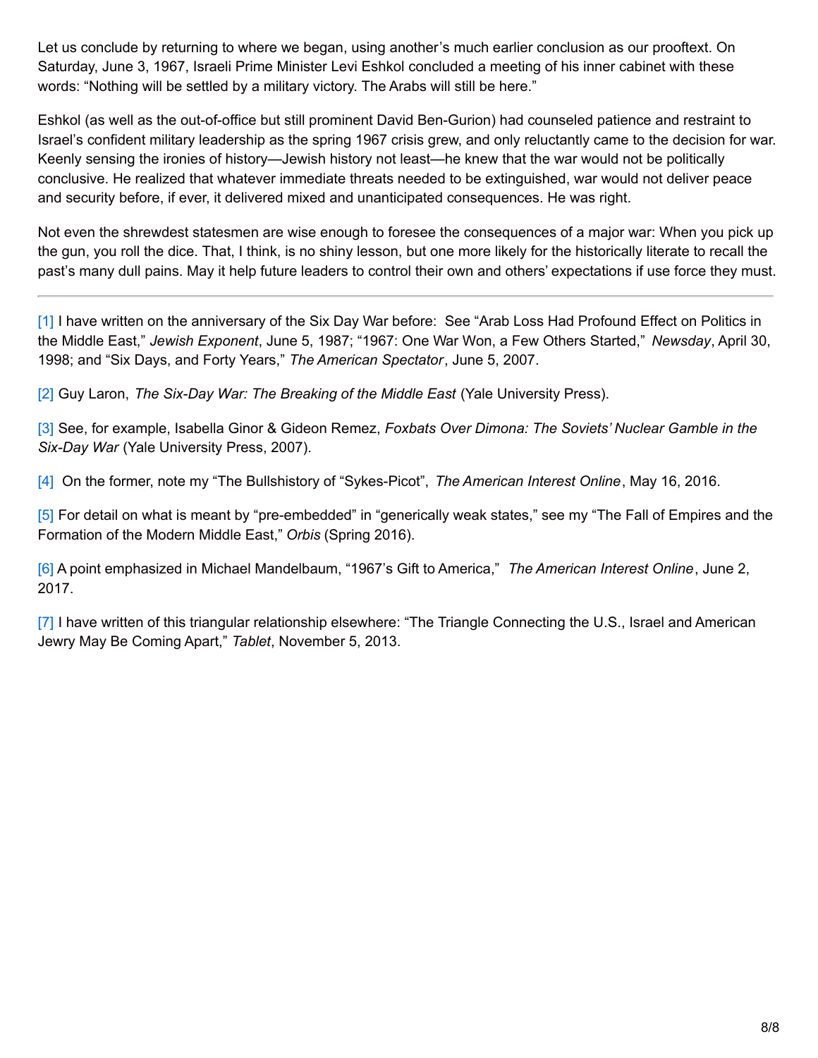Let us conclude by returning to where we began, using another's much earlier conclusion as our prooftext. On Saturday, June 3, 1967, Israeli Prime Minister Levi Eshkol concluded a meeting of his inner cabinet with these words: "Nothing will be settled by a military victory. The Arabs will still be here."

Eshkol (as well as the out-of-office but still prominent David Ben-Gurion) had counseled patience and restraint to Israel's confident military leadership as the spring 1967 crisis grew, and only reluctantly came to the decision for war. Keenly sensing the ironies of history—Jewish history not least—he knew that the war would not be politically conclusive. He realized that whatever immediate threats needed to be extinguished, war would not deliver peace and security before, if ever, it delivered mixed and unanticipated consequences. He was right.

Not even the shrewdest statesmen are wise enough to foresee the consequences of a major war: When you pick up the gun, you roll the dice. That, I think, is no shiny lesson, but one more likely for the historically literate to recall the past's many dull pains. May it help future leaders to control their own and others' expectations if use force they must.

---

[1] I have written on the anniversary of the Six Day War before: See "Arab Loss Had Profound Effect on Politics in the Middle East," *Jewish Exponent*, June 5, 1987; "1967: One War Won, a Few Others Started," *Newsday*, April 30, 1998; and "Six Days, and Forty Years," *The American Spectator*, June 5, 2007.

[2] Guy Laron, *The Six-Day War: The Breaking of the Middle East* (Yale University Press).

[3] See, for example, Isabella Ginor & Gideon Remez, *Foxbats Over Dimona: The Soviets' Nuclear Gamble in the Six-Day War* (Yale University Press, 2007).

[4] On the former, note my "The Bullshistory of "Sykes-Picot", *The American Interest Online*, May 16, 2016.

[5] For detail on what is meant by "pre-embedded" in "generically weak states," see my "The Fall of Empires and the Formation of the Modern Middle East," *Orbis* (Spring 2016).

[6] A point emphasized in Michael Mandelbaum, "1967's Gift to America," *The American Interest Online*, June 2, 2017.

[7] I have written of this triangular relationship elsewhere: "The Triangle Connecting the U.S., Israel and American Jewry May Be Coming Apart," *Tablet*, November 5, 2013.